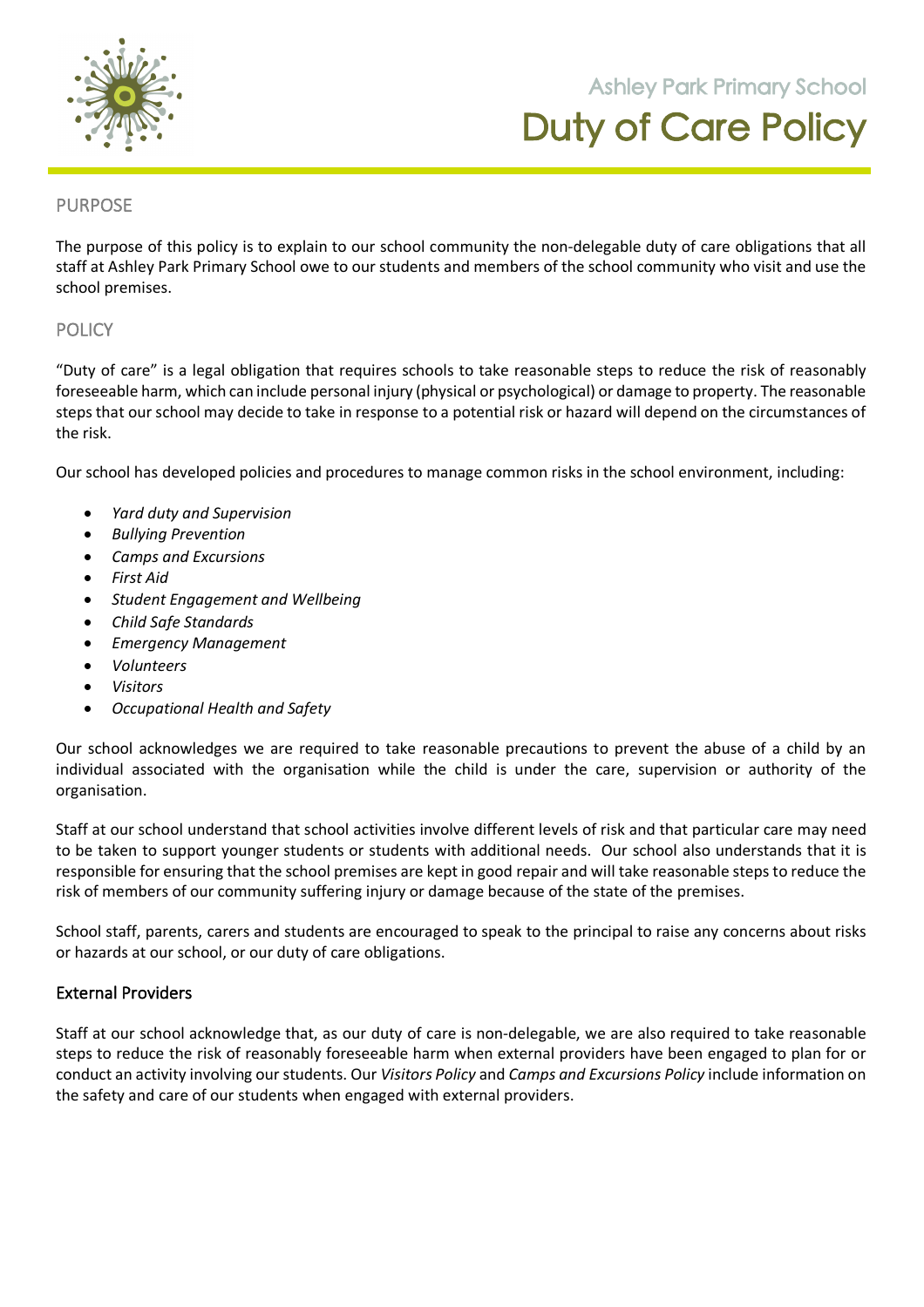Ashley Park Primary School

# Duty of Care Policy

## PURPOSE

The purpose of this policy is to explain to our school community the non-delegable duty of care obligations that all staff at Ashley Park Primary School owe to our students and members of the school community who visit and use the school premises.

## POLICY

"Duty of care" is a legal obligation that requires schools to take reasonable steps to reduce the risk of reasonably foreseeable harm, which can include personal injury (physical or psychological) or damage to property. The reasonable steps that our school may decide to take in response to a potential risk or hazard will depend on the circumstances of the risk.

Our school has developed policies and procedures to manage common risks in the school environment, including:

- *Yard duty and Supervision*
- *Bullying Prevention*
- *Camps and Excursions*
- *First Aid*
- *Student Engagement and Wellbeing*
- *Child Safe Standards*
- *Emergency Management*
- *Volunteers*
- *Visitors*
- *Occupational Health and Safety*

Our school acknowledges we are required to take reasonable precautions to prevent the abuse of a child by an individual associated with the organisation while the child is under the care, supervision or authority of the organisation.

Staff at our school understand that school activities involve different levels of risk and that particular care may need to be taken to support younger students or students with additional needs. Our school also understands that it is responsible for ensuring that the school premises are kept in good repair and will take reasonable steps to reduce the risk of members of our community suffering injury or damage because of the state of the premises.

School staff, parents, carers and students are encouraged to speak to the principal to raise any concerns about risks or hazards at our school, or our duty of care obligations.

### External Providers

Staff at our school acknowledge that, as our duty of care is non-delegable, we are also required to take reasonable steps to reduce the risk of reasonably foreseeable harm when external providers have been engaged to plan for or conduct an activity involving our students. Our *Visitors Policy* and *Camps and Excursions Policy* include information on the safety and care of our students when engaged with external providers.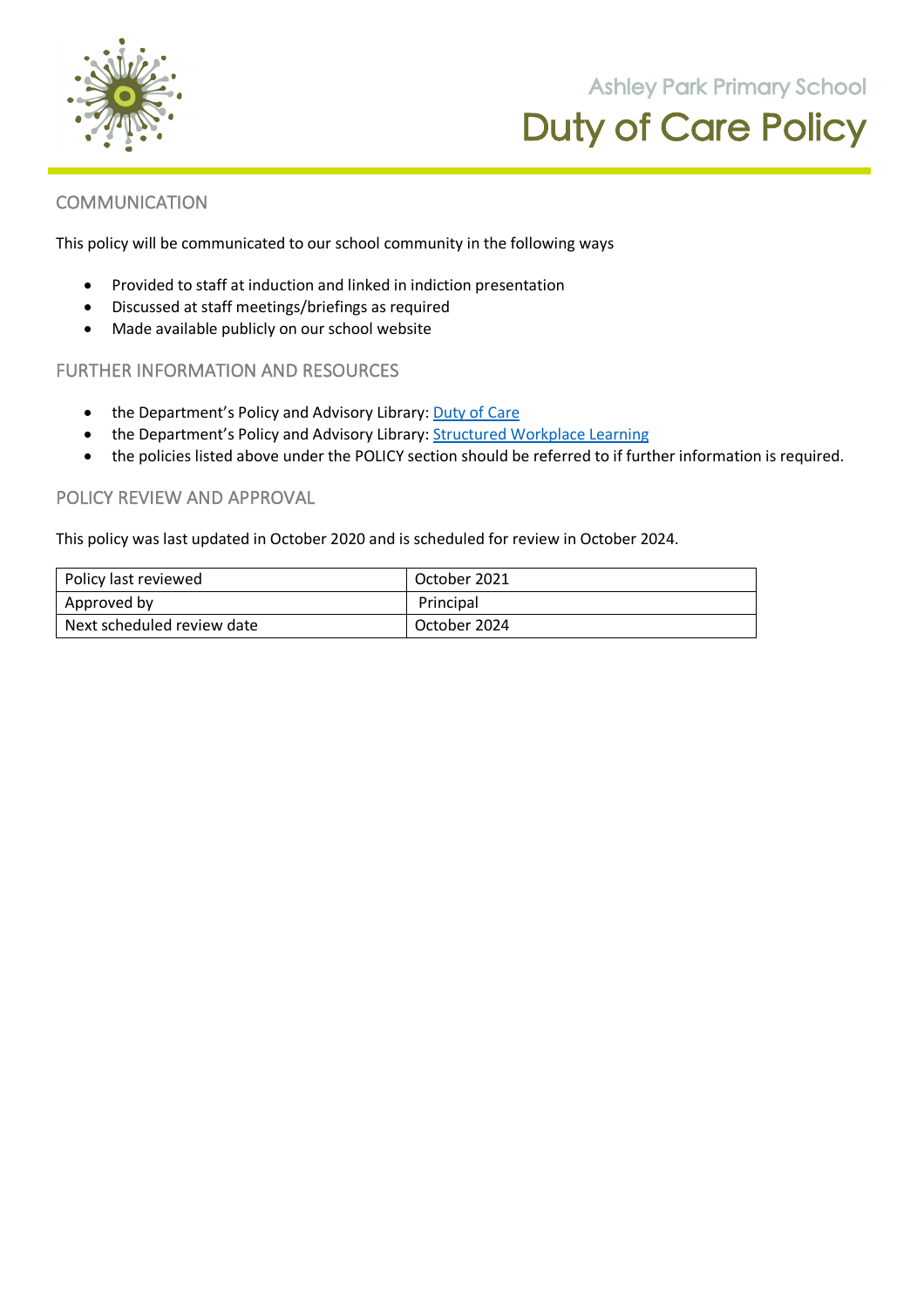## COMMUNICATION

This policy will be communicated to our school community in the following ways

- Provided to staff at induction and linked in indiction presentation
- Discussed at staff meetings/briefings as required
- Made available publicly on our school website

## FURTHER INFORMATION AND RESOURCES

- the Department's Policy and Advisory Library: Duty of Care
- the Department's Policy and Advisory Library: Structured Workplace Learning
- the policies listed above under the POLICY section should be referred to if further information is required.

## POLICY REVIEW AND APPROVAL

This policy was last updated in October 2020 and is scheduled for review in October 2024.

| | |
|---|---|
| Policy last reviewed | October 2021 |
| Approved by | Principal |
| Next scheduled review date | October 2024 |